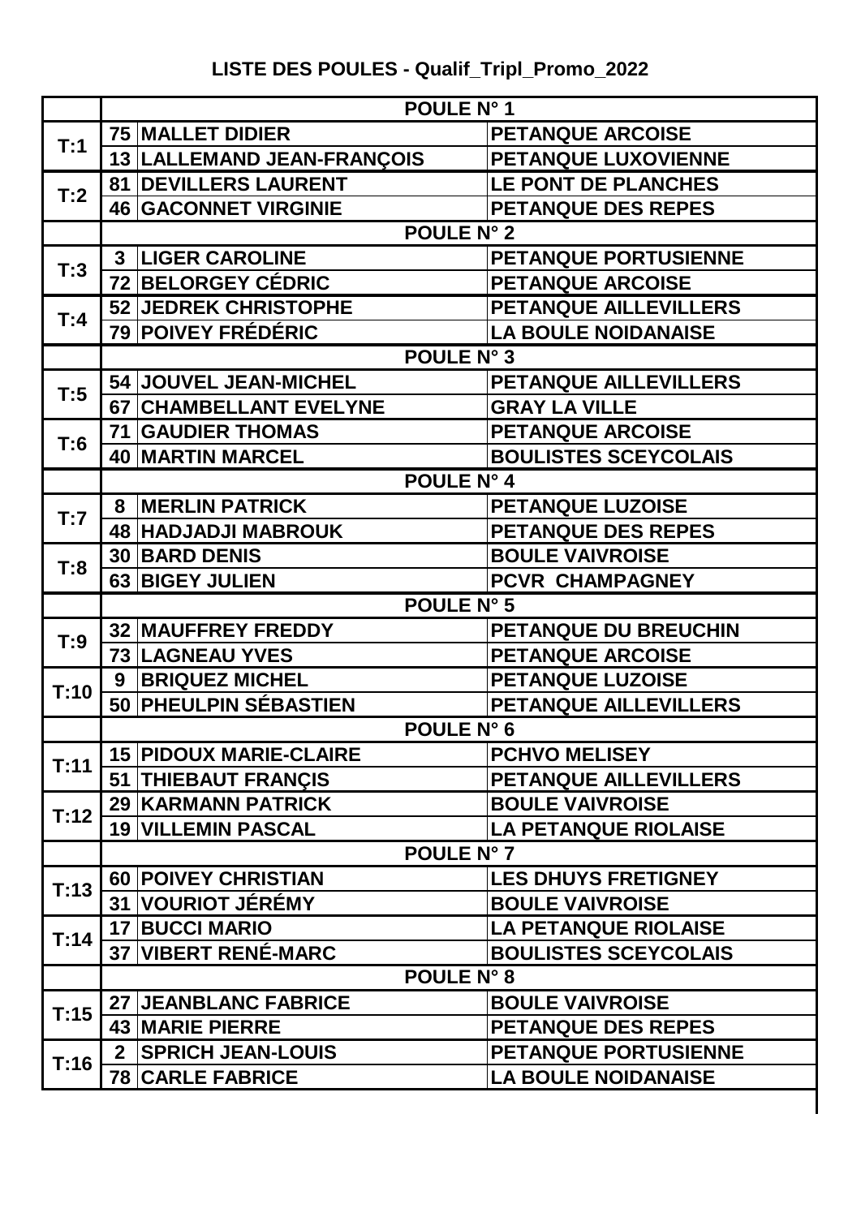# LISTE DES POULES - Qualif_Tripl_Promo_2022

| | | POULE N° 1 | |
|---|---|---|---|
| T:1 | 75 | MALLET DIDIER | PETANQUE ARCOISE |
| | 13 | LALLEMAND JEAN-FRANÇOIS | PETANQUE LUXOVIENNE |
| T:2 | 81 | DEVILLERS LAURENT | LE PONT DE PLANCHES |
| | 46 | GACONNET VIRGINIE | PETANQUE DES REPES |
| | | POULE N° 2 | |
| T:3 | 3 | LIGER CAROLINE | PETANQUE PORTUSIENNE |
| | 72 | BELORGEY CÉDRIC | PETANQUE ARCOISE |
| T:4 | 52 | JEDREK CHRISTOPHE | PETANQUE AILLEVILLERS |
| | 79 | POIVEY FRÉDÉRIC | LA BOULE NOIDANAISE |
| | | POULE N° 3 | |
| T:5 | 54 | JOUVEL JEAN-MICHEL | PETANQUE AILLEVILLERS |
| | 67 | CHAMBELLANT EVELYNE | GRAY LA VILLE |
| T:6 | 71 | GAUDIER THOMAS | PETANQUE ARCOISE |
| | 40 | MARTIN MARCEL | BOULISTES SCEYCOLAIS |
| | | POULE N° 4 | |
| T:7 | 8 | MERLIN PATRICK | PETANQUE LUZOISE |
| | 48 | HADJADJI MABROUK | PETANQUE DES REPES |
| T:8 | 30 | BARD DENIS | BOULE VAIVROISE |
| | 63 | BIGEY JULIEN | PCVR CHAMPAGNEY |
| | | POULE N° 5 | |
| T:9 | 32 | MAUFFREY FREDDY | PETANQUE DU BREUCHIN |
| | 73 | LAGNEAU YVES | PETANQUE ARCOISE |
| T:10 | 9 | BRIQUEZ MICHEL | PETANQUE LUZOISE |
| | 50 | PHEULPIN SÉBASTIEN | PETANQUE AILLEVILLERS |
| | | POULE N° 6 | |
| T:11 | 15 | PIDOUX MARIE-CLAIRE | PCHVO MELISEY |
| | 51 | THIEBAUT FRANÇIS | PETANQUE AILLEVILLERS |
| T:12 | 29 | KARMANN PATRICK | BOULE VAIVROISE |
| | 19 | VILLEMIN PASCAL | LA PETANQUE RIOLAISE |
| | | POULE N° 7 | |
| T:13 | 60 | POIVEY CHRISTIAN | LES DHUYS FRETIGNEY |
| | 31 | VOURIOT JÉRÉMY | BOULE VAIVROISE |
| T:14 | 17 | BUCCI MARIO | LA PETANQUE RIOLAISE |
| | 37 | VIBERT RENÉ-MARC | BOULISTES SCEYCOLAIS |
| | | POULE N° 8 | |
| T:15 | 27 | JEANBLANC FABRICE | BOULE VAIVROISE |
| | 43 | MARIE PIERRE | PETANQUE DES REPES |
| T:16 | 2 | SPRICH JEAN-LOUIS | PETANQUE PORTUSIENNE |
| | 78 | CARLE FABRICE | LA BOULE NOIDANAISE |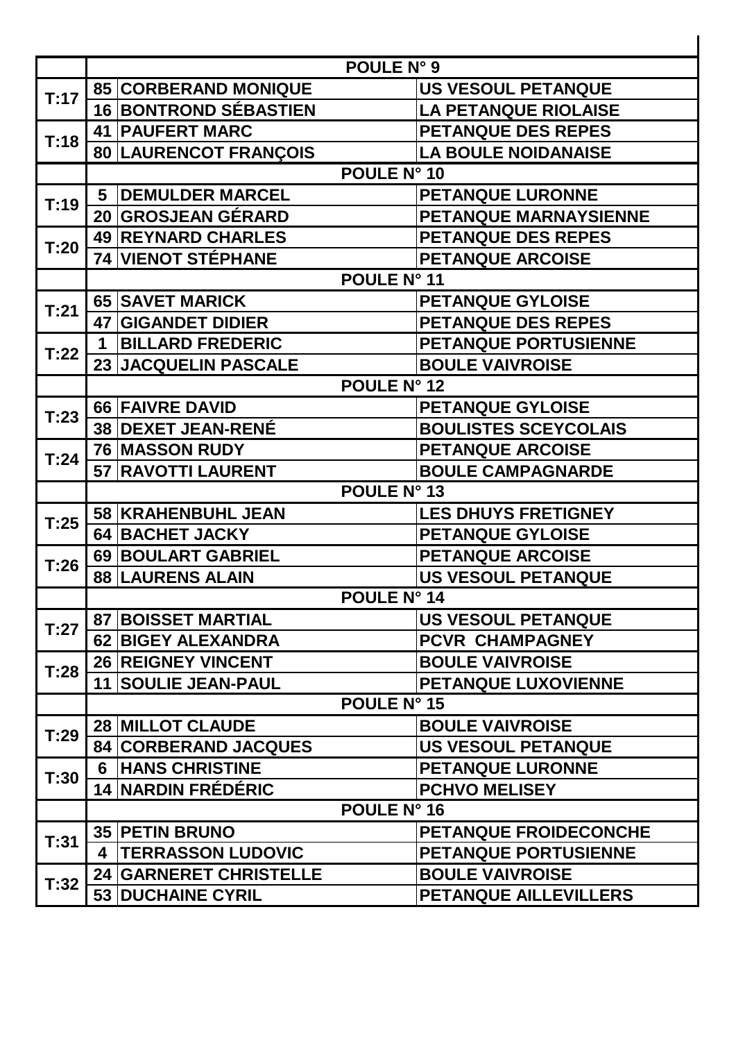| | | | |
|---|---|---|---|
| | POULE N° 9 | | |
| T:17 | 85 | CORBERAND MONIQUE | US VESOUL PETANQUE |
| | 16 | BONTROND SÉBASTIEN | LA PETANQUE RIOLAISE |
| T:18 | 41 | PAUFERT MARC | PETANQUE DES REPES |
| | 80 | LAURENCOT FRANÇOIS | LA BOULE NOIDANAISE |
| | POULE N° 10 | | |
| T:19 | 5 | DEMULDER MARCEL | PETANQUE LURONNE |
| | 20 | GROSJEAN GÉRARD | PETANQUE MARNAYSIENNE |
| T:20 | 49 | REYNARD CHARLES | PETANQUE DES REPES |
| | 74 | VIENOT STÉPHANE | PETANQUE ARCOISE |
| | POULE N° 11 | | |
| T:21 | 65 | SAVET MARICK | PETANQUE GYLOISE |
| | 47 | GIGANDET DIDIER | PETANQUE DES REPES |
| T:22 | 1 | BILLARD FREDERIC | PETANQUE PORTUSIENNE |
| | 23 | JACQUELIN PASCALE | BOULE VAIVROISE |
| | POULE N° 12 | | |
| T:23 | 66 | FAIVRE DAVID | PETANQUE GYLOISE |
| | 38 | DEXET JEAN-RENÉ | BOULISTES SCEYCOLAIS |
| T:24 | 76 | MASSON RUDY | PETANQUE ARCOISE |
| | 57 | RAVOTTI LAURENT | BOULE CAMPAGNARDE |
| | POULE N° 13 | | |
| T:25 | 58 | KRAHENBUHL JEAN | LES DHUYS FRETIGNEY |
| | 64 | BACHET JACKY | PETANQUE GYLOISE |
| T:26 | 69 | BOULART GABRIEL | PETANQUE ARCOISE |
| | 88 | LAURENS ALAIN | US VESOUL PETANQUE |
| | POULE N° 14 | | |
| T:27 | 87 | BOISSET MARTIAL | US VESOUL PETANQUE |
| | 62 | BIGEY ALEXANDRA | PCVR CHAMPAGNEY |
| T:28 | 26 | REIGNEY VINCENT | BOULE VAIVROISE |
| | 11 | SOULIE JEAN-PAUL | PETANQUE LUXOVIENNE |
| | POULE N° 15 | | |
| T:29 | 28 | MILLOT CLAUDE | BOULE VAIVROISE |
| | 84 | CORBERAND JACQUES | US VESOUL PETANQUE |
| T:30 | 6 | HANS CHRISTINE | PETANQUE LURONNE |
| | 14 | NARDIN FRÉDÉRIC | PCHVO MELISEY |
| | POULE N° 16 | | |
| T:31 | 35 | PETIN BRUNO | PETANQUE FROIDECONCHE |
| | 4 | TERRASSON LUDOVIC | PETANQUE PORTUSIENNE |
| T:32 | 24 | GARNERET CHRISTELLE | BOULE VAIVROISE |
| | 53 | DUCHAINE CYRIL | PETANQUE AILLEVILLERS |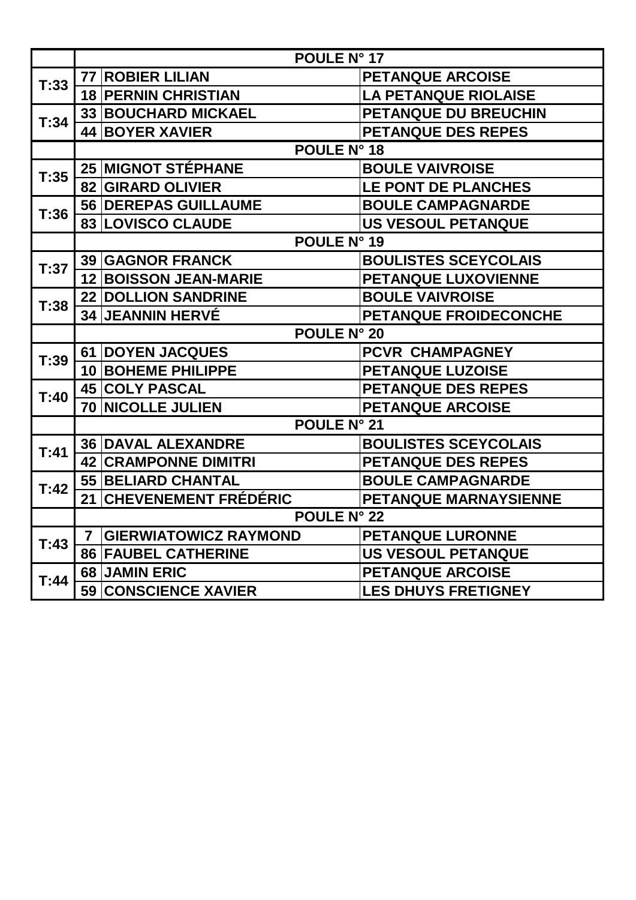| | | | |
|---|---|---|---|
| | POULE N° 17 | | |
| T:33 | 77 | ROBIER LILIAN | PETANQUE ARCOISE |
| | 18 | PERNIN CHRISTIAN | LA PETANQUE RIOLAISE |
| T:34 | 33 | BOUCHARD MICKAEL | PETANQUE DU BREUCHIN |
| | 44 | BOYER XAVIER | PETANQUE DES REPES |
| | POULE N° 18 | | |
| T:35 | 25 | MIGNOT STÉPHANE | BOULE VAIVROISE |
| | 82 | GIRARD OLIVIER | LE PONT DE PLANCHES |
| T:36 | 56 | DEREPAS GUILLAUME | BOULE CAMPAGNARDE |
| | 83 | LOVISCO CLAUDE | US VESOUL PETANQUE |
| | POULE N° 19 | | |
| T:37 | 39 | GAGNOR FRANCK | BOULISTES SCEYCOLAIS |
| | 12 | BOISSON JEAN-MARIE | PETANQUE LUXOVIENNE |
| T:38 | 22 | DOLLION SANDRINE | BOULE VAIVROISE |
| | 34 | JEANNIN HERVÉ | PETANQUE FROIDECONCHE |
| | POULE N° 20 | | |
| T:39 | 61 | DOYEN JACQUES | PCVR CHAMPAGNEY |
| | 10 | BOHEME PHILIPPE | PETANQUE LUZOISE |
| T:40 | 45 | COLY PASCAL | PETANQUE DES REPES |
| | 70 | NICOLLE JULIEN | PETANQUE ARCOISE |
| | POULE N° 21 | | |
| T:41 | 36 | DAVAL ALEXANDRE | BOULISTES SCEYCOLAIS |
| | 42 | CRAMPONNE DIMITRI | PETANQUE DES REPES |
| T:42 | 55 | BELIARD CHANTAL | BOULE CAMPAGNARDE |
| | 21 | CHEVENEMENT FRÉDÉRIC | PETANQUE MARNAYSIENNE |
| | POULE N° 22 | | |
| T:43 | 7 | GIERWIATOWICZ RAYMOND | PETANQUE LURONNE |
| | 86 | FAUBEL CATHERINE | US VESOUL PETANQUE |
| T:44 | 68 | JAMIN ERIC | PETANQUE ARCOISE |
| | 59 | CONSCIENCE XAVIER | LES DHUYS FRETIGNEY |